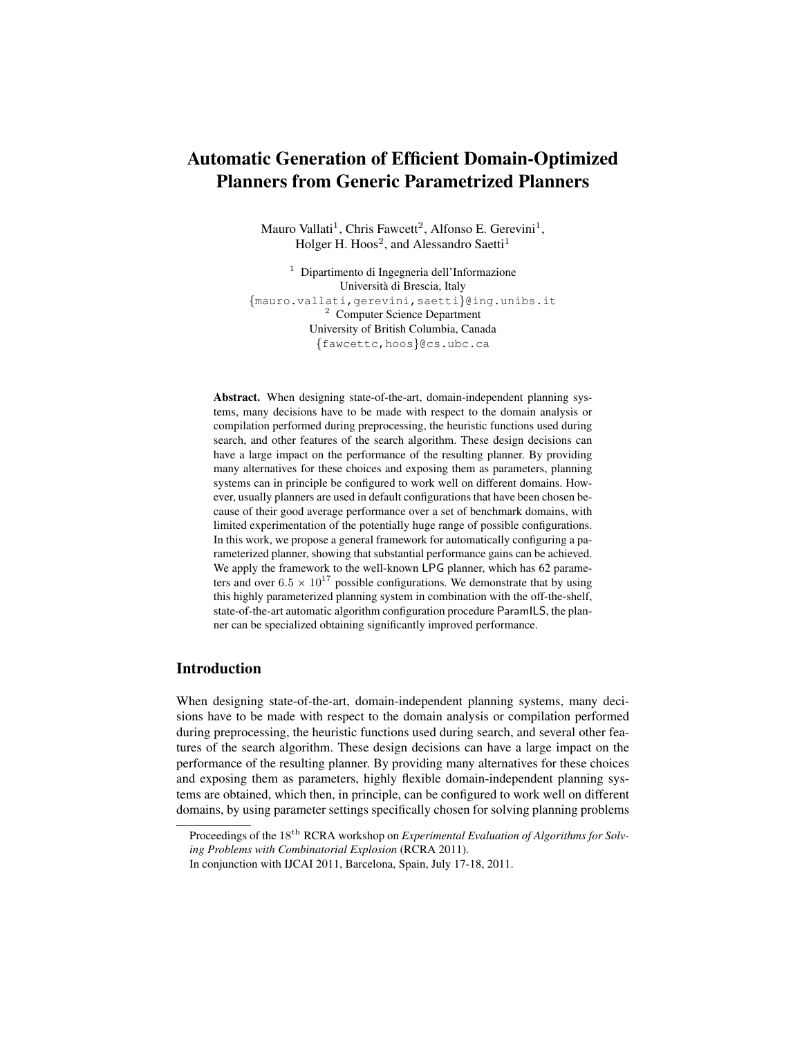# Automatic Generation of Efficient Domain-Optimized Planners from Generic Parametrized Planners

Mauro Vallati[1], Chris Fawcett[2], Alfonso E. Gerevini[1], Holger H. Hoos[2], and Alessandro Saetti[1]

[1] Dipartimento di Ingegneria dell'Informazione
Università di Brescia, Italy
{mauro.vallati,gerevini,saetti}@ing.unibs.it

[2] Computer Science Department
University of British Columbia, Canada
{fawcettc,hoos}@cs.ubc.ca

**Abstract.** When designing state-of-the-art, domain-independent planning systems, many decisions have to be made with respect to the domain analysis or compilation performed during preprocessing, the heuristic functions used during search, and other features of the search algorithm. These design decisions can have a large impact on the performance of the resulting planner. By providing many alternatives for these choices and exposing them as parameters, planning systems can in principle be configured to work well on different domains. However, usually planners are used in default configurations that have been chosen because of their good average performance over a set of benchmark domains, with limited experimentation of the potentially huge range of possible configurations. In this work, we propose a general framework for automatically configuring a parameterized planner, showing that substantial performance gains can be achieved. We apply the framework to the well-known LPG planner, which has 62 parameters and over $6.5 \times 10^{17}$ possible configurations. We demonstrate that by using this highly parameterized planning system in combination with the off-the-shelf, state-of-the-art automatic algorithm configuration procedure ParamILS, the planner can be specialized obtaining significantly improved performance.

## Introduction

When designing state-of-the-art, domain-independent planning systems, many decisions have to be made with respect to the domain analysis or compilation performed during preprocessing, the heuristic functions used during search, and several other features of the search algorithm. These design decisions can have a large impact on the performance of the resulting planner. By providing many alternatives for these choices and exposing them as parameters, highly flexible domain-independent planning systems are obtained, which then, in principle, can be configured to work well on different domains, by using parameter settings specifically chosen for solving planning problems

Proceedings of the 18th RCRA workshop on *Experimental Evaluation of Algorithms for Solving Problems with Combinatorial Explosion* (RCRA 2011).
In conjunction with IJCAI 2011, Barcelona, Spain, July 17-18, 2011.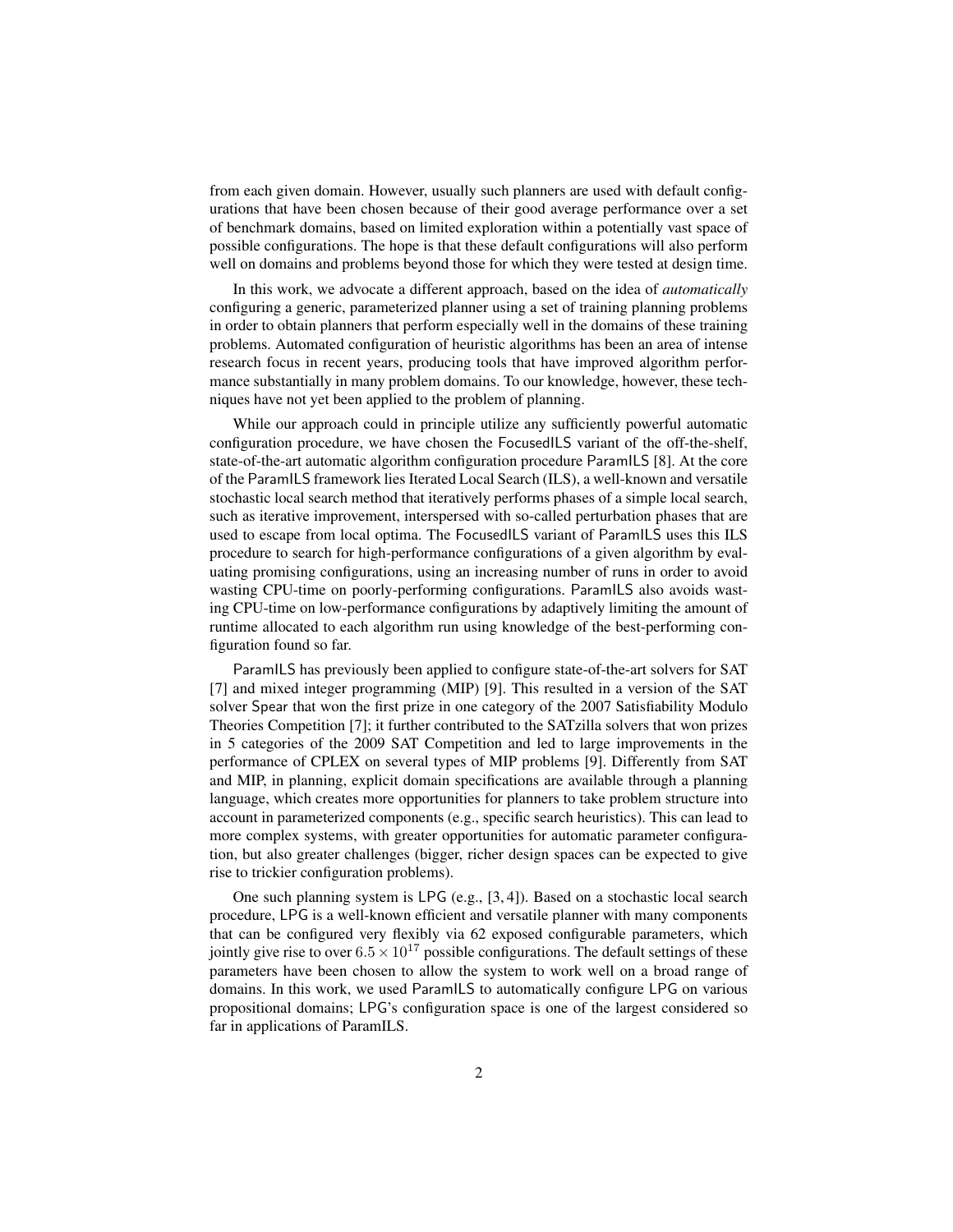from each given domain. However, usually such planners are used with default configurations that have been chosen because of their good average performance over a set of benchmark domains, based on limited exploration within a potentially vast space of possible configurations. The hope is that these default configurations will also perform well on domains and problems beyond those for which they were tested at design time.

In this work, we advocate a different approach, based on the idea of *automatically* configuring a generic, parameterized planner using a set of training planning problems in order to obtain planners that perform especially well in the domains of these training problems. Automated configuration of heuristic algorithms has been an area of intense research focus in recent years, producing tools that have improved algorithm performance substantially in many problem domains. To our knowledge, however, these techniques have not yet been applied to the problem of planning.

While our approach could in principle utilize any sufficiently powerful automatic configuration procedure, we have chosen the FocusedILS variant of the off-the-shelf, state-of-the-art automatic algorithm configuration procedure ParamILS [8]. At the core of the ParamILS framework lies Iterated Local Search (ILS), a well-known and versatile stochastic local search method that iteratively performs phases of a simple local search, such as iterative improvement, interspersed with so-called perturbation phases that are used to escape from local optima. The FocusedILS variant of ParamILS uses this ILS procedure to search for high-performance configurations of a given algorithm by evaluating promising configurations, using an increasing number of runs in order to avoid wasting CPU-time on poorly-performing configurations. ParamILS also avoids wasting CPU-time on low-performance configurations by adaptively limiting the amount of runtime allocated to each algorithm run using knowledge of the best-performing configuration found so far.

ParamILS has previously been applied to configure state-of-the-art solvers for SAT [7] and mixed integer programming (MIP) [9]. This resulted in a version of the SAT solver Spear that won the first prize in one category of the 2007 Satisfiability Modulo Theories Competition [7]; it further contributed to the SATzilla solvers that won prizes in 5 categories of the 2009 SAT Competition and led to large improvements in the performance of CPLEX on several types of MIP problems [9]. Differently from SAT and MIP, in planning, explicit domain specifications are available through a planning language, which creates more opportunities for planners to take problem structure into account in parameterized components (e.g., specific search heuristics). This can lead to more complex systems, with greater opportunities for automatic parameter configuration, but also greater challenges (bigger, richer design spaces can be expected to give rise to trickier configuration problems).

One such planning system is LPG (e.g., [3, 4]). Based on a stochastic local search procedure, LPG is a well-known efficient and versatile planner with many components that can be configured very flexibly via 62 exposed configurable parameters, which jointly give rise to over $6.5 \times 10^{17}$ possible configurations. The default settings of these parameters have been chosen to allow the system to work well on a broad range of domains. In this work, we used ParamILS to automatically configure LPG on various propositional domains; LPG's configuration space is one of the largest considered so far in applications of ParamILS.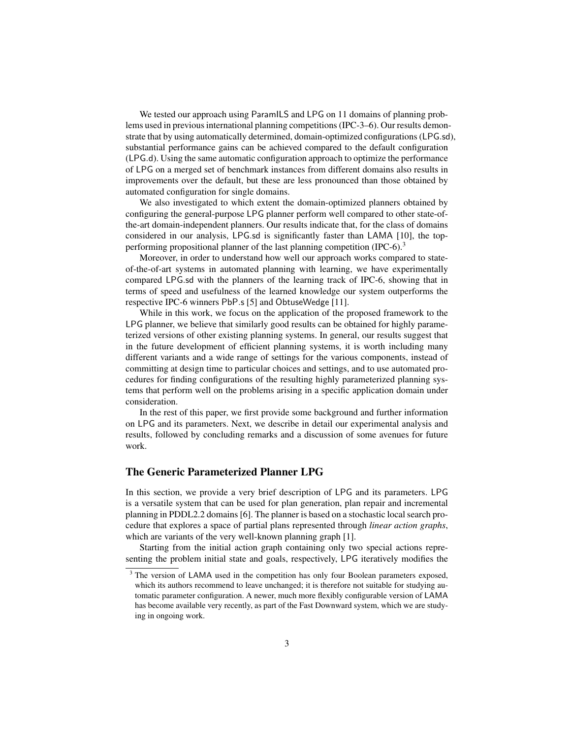We tested our approach using ParamILS and LPG on 11 domains of planning problems used in previous international planning competitions (IPC-3–6). Our results demonstrate that by using automatically determined, domain-optimized configurations (LPG.sd), substantial performance gains can be achieved compared to the default configuration (LPG.d). Using the same automatic configuration approach to optimize the performance of LPG on a merged set of benchmark instances from different domains also results in improvements over the default, but these are less pronounced than those obtained by automated configuration for single domains.

We also investigated to which extent the domain-optimized planners obtained by configuring the general-purpose LPG planner perform well compared to other state-of-the-art domain-independent planners. Our results indicate that, for the class of domains considered in our analysis, LPG.sd is significantly faster than LAMA [10], the top-performing propositional planner of the last planning competition (IPC-6).[3]

Moreover, in order to understand how well our approach works compared to state-of-the-of-art systems in automated planning with learning, we have experimentally compared LPG.sd with the planners of the learning track of IPC-6, showing that in terms of speed and usefulness of the learned knowledge our system outperforms the respective IPC-6 winners PbP.s [5] and ObtuseWedge [11].

While in this work, we focus on the application of the proposed framework to the LPG planner, we believe that similarly good results can be obtained for highly parameterized versions of other existing planning systems. In general, our results suggest that in the future development of efficient planning systems, it is worth including many different variants and a wide range of settings for the various components, instead of committing at design time to particular choices and settings, and to use automated procedures for finding configurations of the resulting highly parameterized planning systems that perform well on the problems arising in a specific application domain under consideration.

In the rest of this paper, we first provide some background and further information on LPG and its parameters. Next, we describe in detail our experimental analysis and results, followed by concluding remarks and a discussion of some avenues for future work.

## The Generic Parameterized Planner LPG

In this section, we provide a very brief description of LPG and its parameters. LPG is a versatile system that can be used for plan generation, plan repair and incremental planning in PDDL2.2 domains [6]. The planner is based on a stochastic local search procedure that explores a space of partial plans represented through *linear action graphs*, which are variants of the very well-known planning graph [1].

Starting from the initial action graph containing only two special actions representing the problem initial state and goals, respectively, LPG iteratively modifies the

[3] The version of LAMA used in the competition has only four Boolean parameters exposed, which its authors recommend to leave unchanged; it is therefore not suitable for studying automatic parameter configuration. A newer, much more flexibly configurable version of LAMA has become available very recently, as part of the Fast Downward system, which we are studying in ongoing work.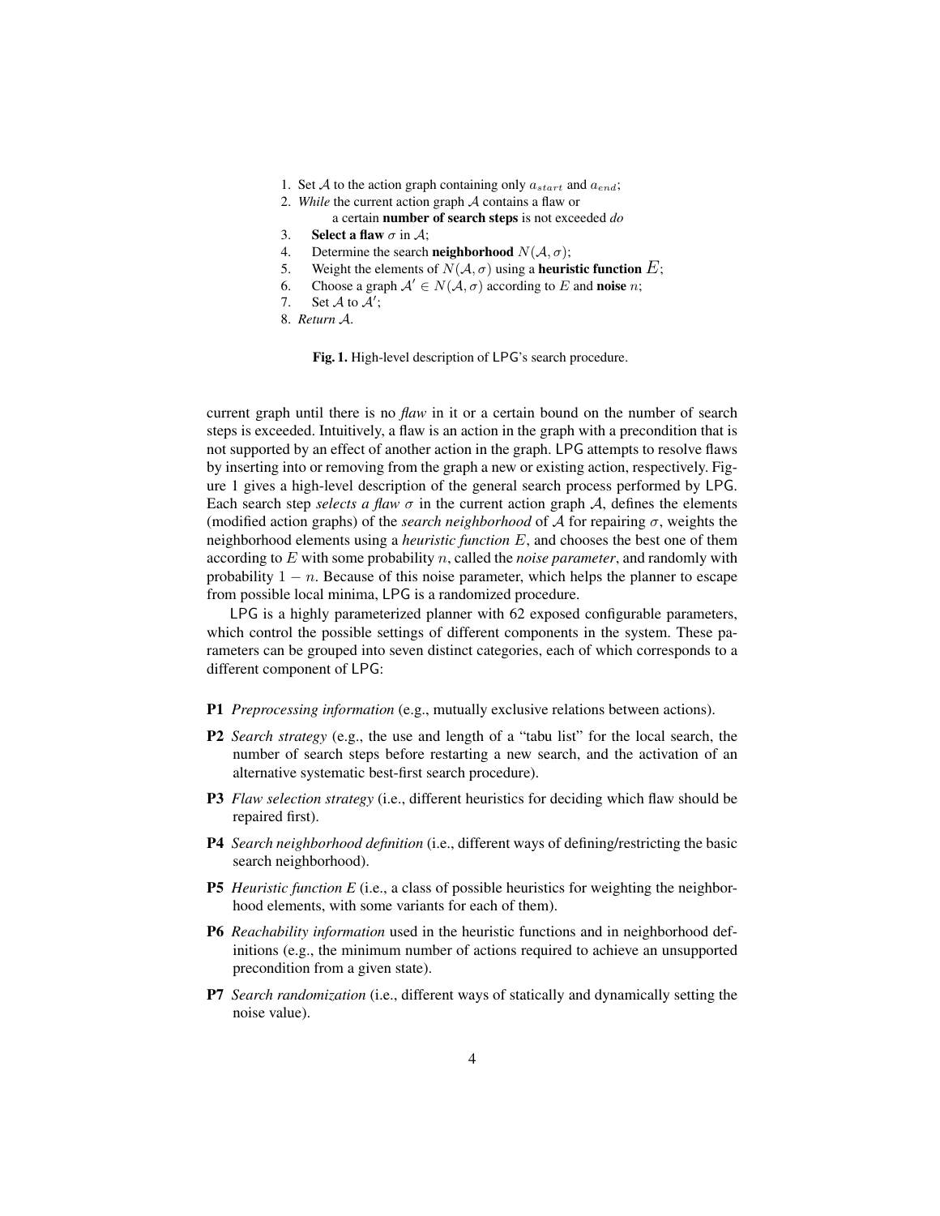1. Set $\mathcal{A}$ to the action graph containing only $a_{start}$ and $a_{end}$;
2. *While* the current action graph $\mathcal{A}$ contains a flaw or a certain **number of search steps** is not exceeded *do*
3. **Select a flaw** $\sigma$ in $\mathcal{A}$;
4. Determine the search **neighborhood** $N(\mathcal{A}, \sigma)$;
5. Weight the elements of $N(\mathcal{A}, \sigma)$ using a **heuristic function** $E$;
6. Choose a graph $\mathcal{A}' \in N(\mathcal{A}, \sigma)$ according to $E$ and **noise** $n$;
7. Set $\mathcal{A}$ to $\mathcal{A}'$;
8. *Return* $\mathcal{A}$.

**Fig. 1.** High-level description of LPG's search procedure.

current graph until there is no *flaw* in it or a certain bound on the number of search steps is exceeded. Intuitively, a flaw is an action in the graph with a precondition that is not supported by an effect of another action in the graph. LPG attempts to resolve flaws by inserting into or removing from the graph a new or existing action, respectively. Figure 1 gives a high-level description of the general search process performed by LPG. Each search step *selects a flaw* $\sigma$ in the current action graph $\mathcal{A}$, defines the elements (modified action graphs) of the *search neighborhood* of $\mathcal{A}$ for repairing $\sigma$, weights the neighborhood elements using a *heuristic function* $E$, and chooses the best one of them according to $E$ with some probability $n$, called the *noise parameter*, and randomly with probability $1 - n$. Because of this noise parameter, which helps the planner to escape from possible local minima, LPG is a randomized procedure.

LPG is a highly parameterized planner with 62 exposed configurable parameters, which control the possible settings of different components in the system. These parameters can be grouped into seven distinct categories, each of which corresponds to a different component of LPG:

**P1** *Preprocessing information* (e.g., mutually exclusive relations between actions).

**P2** *Search strategy* (e.g., the use and length of a "tabu list" for the local search, the number of search steps before restarting a new search, and the activation of an alternative systematic best-first search procedure).

**P3** *Flaw selection strategy* (i.e., different heuristics for deciding which flaw should be repaired first).

**P4** *Search neighborhood definition* (i.e., different ways of defining/restricting the basic search neighborhood).

**P5** *Heuristic function E* (i.e., a class of possible heuristics for weighting the neighborhood elements, with some variants for each of them).

**P6** *Reachability information* used in the heuristic functions and in neighborhood definitions (e.g., the minimum number of actions required to achieve an unsupported precondition from a given state).

**P7** *Search randomization* (i.e., different ways of statically and dynamically setting the noise value).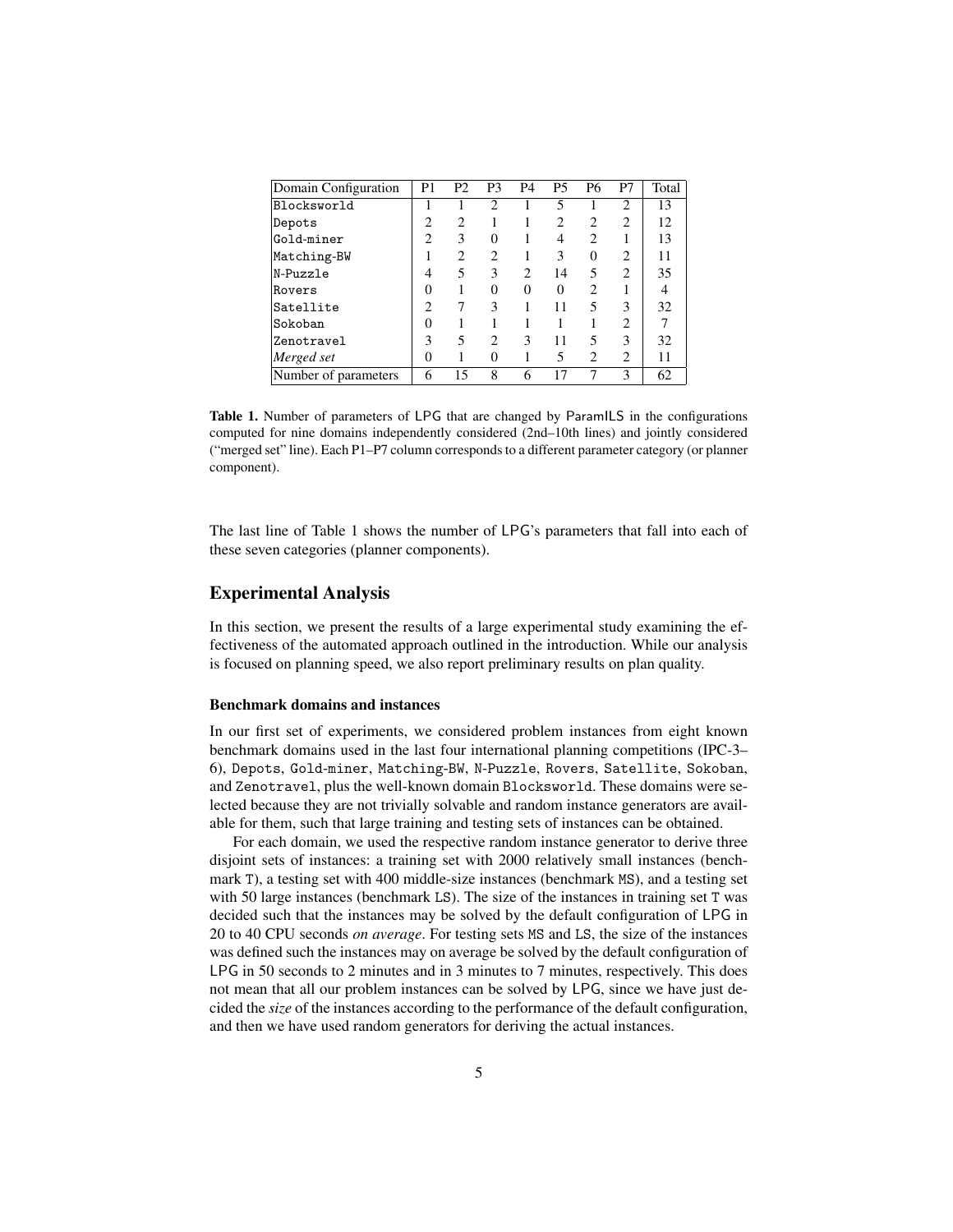| Domain Configuration | P1 | P2 | P3 | P4 | P5 | P6 | P7 | Total |
|---|---|---|---|---|---|---|---|---|
| Blocksworld | 1 | 1 | 2 | 1 | 5 | 1 | 2 | 13 |
| Depots | 2 | 2 | 1 | 1 | 2 | 2 | 2 | 12 |
| Gold-miner | 2 | 3 | 0 | 1 | 4 | 2 | 1 | 13 |
| Matching-BW | 1 | 2 | 2 | 1 | 3 | 0 | 2 | 11 |
| N-Puzzle | 4 | 5 | 3 | 2 | 14 | 5 | 2 | 35 |
| Rovers | 0 | 1 | 0 | 0 | 0 | 2 | 1 | 4 |
| Satellite | 2 | 7 | 3 | 1 | 11 | 5 | 3 | 32 |
| Sokoban | 0 | 1 | 1 | 1 | 1 | 1 | 2 | 7 |
| Zenotravel | 3 | 5 | 2 | 3 | 11 | 5 | 3 | 32 |
| *Merged set* | 0 | 1 | 0 | 1 | 5 | 2 | 2 | 11 |
| Number of parameters | 6 | 15 | 8 | 6 | 17 | 7 | 3 | 62 |

**Table 1.** Number of parameters of LPG that are changed by ParamILS in the configurations computed for nine domains independently considered (2nd–10th lines) and jointly considered ("merged set" line). Each P1–P7 column corresponds to a different parameter category (or planner component).

The last line of Table 1 shows the number of LPG's parameters that fall into each of these seven categories (planner components).

## Experimental Analysis

In this section, we present the results of a large experimental study examining the effectiveness of the automated approach outlined in the introduction. While our analysis is focused on planning speed, we also report preliminary results on plan quality.

### Benchmark domains and instances

In our first set of experiments, we considered problem instances from eight known benchmark domains used in the last four international planning competitions (IPC-3–6), Depots, Gold-miner, Matching-BW, N-Puzzle, Rovers, Satellite, Sokoban, and Zenotravel, plus the well-known domain Blocksworld. These domains were selected because they are not trivially solvable and random instance generators are available for them, such that large training and testing sets of instances can be obtained.

For each domain, we used the respective random instance generator to derive three disjoint sets of instances: a training set with 2000 relatively small instances (benchmark T), a testing set with 400 middle-size instances (benchmark MS), and a testing set with 50 large instances (benchmark LS). The size of the instances in training set T was decided such that the instances may be solved by the default configuration of LPG in 20 to 40 CPU seconds *on average*. For testing sets MS and LS, the size of the instances was defined such the instances may on average be solved by the default configuration of LPG in 50 seconds to 2 minutes and in 3 minutes to 7 minutes, respectively. This does not mean that all our problem instances can be solved by LPG, since we have just decided the *size* of the instances according to the performance of the default configuration, and then we have used random generators for deriving the actual instances.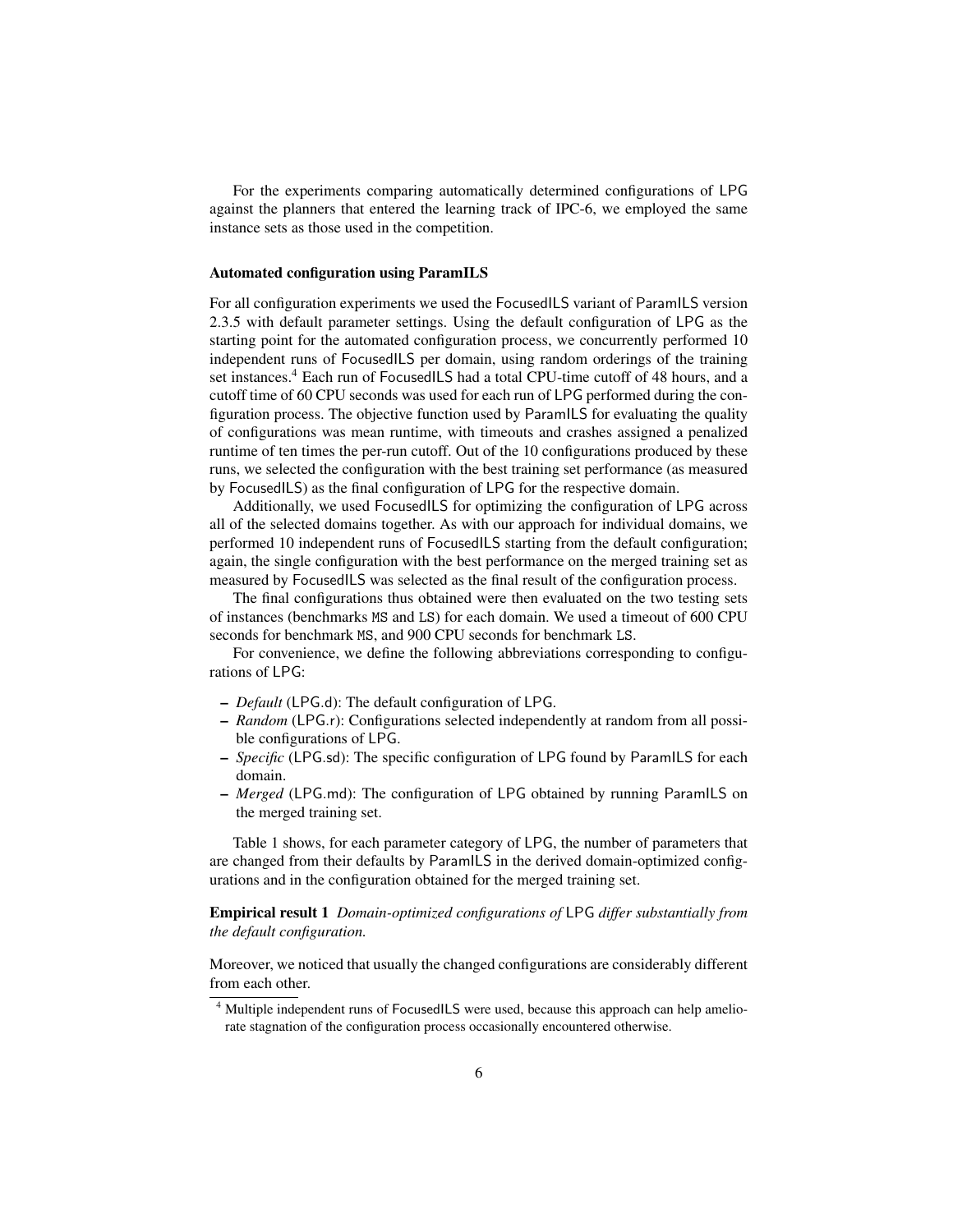For the experiments comparing automatically determined configurations of LPG against the planners that entered the learning track of IPC-6, we employed the same instance sets as those used in the competition.

### Automated configuration using ParamILS

For all configuration experiments we used the FocusedILS variant of ParamILS version 2.3.5 with default parameter settings. Using the default configuration of LPG as the starting point for the automated configuration process, we concurrently performed 10 independent runs of FocusedILS per domain, using random orderings of the training set instances.[4] Each run of FocusedILS had a total CPU-time cutoff of 48 hours, and a cutoff time of 60 CPU seconds was used for each run of LPG performed during the configuration process. The objective function used by ParamILS for evaluating the quality of configurations was mean runtime, with timeouts and crashes assigned a penalized runtime of ten times the per-run cutoff. Out of the 10 configurations produced by these runs, we selected the configuration with the best training set performance (as measured by FocusedILS) as the final configuration of LPG for the respective domain.

Additionally, we used FocusedILS for optimizing the configuration of LPG across all of the selected domains together. As with our approach for individual domains, we performed 10 independent runs of FocusedILS starting from the default configuration; again, the single configuration with the best performance on the merged training set as measured by FocusedILS was selected as the final result of the configuration process.

The final configurations thus obtained were then evaluated on the two testing sets of instances (benchmarks MS and LS) for each domain. We used a timeout of 600 CPU seconds for benchmark MS, and 900 CPU seconds for benchmark LS.

For convenience, we define the following abbreviations corresponding to configurations of LPG:

- *Default* (LPG.d): The default configuration of LPG.
- *Random* (LPG.r): Configurations selected independently at random from all possible configurations of LPG.
- *Specific* (LPG.sd): The specific configuration of LPG found by ParamILS for each domain.
- *Merged* (LPG.md): The configuration of LPG obtained by running ParamILS on the merged training set.

Table 1 shows, for each parameter category of LPG, the number of parameters that are changed from their defaults by ParamILS in the derived domain-optimized configurations and in the configuration obtained for the merged training set.

**Empirical result 1** *Domain-optimized configurations of LPG differ substantially from the default configuration.*

Moreover, we noticed that usually the changed configurations are considerably different from each other.

[4] Multiple independent runs of FocusedILS were used, because this approach can help ameliorate stagnation of the configuration process occasionally encountered otherwise.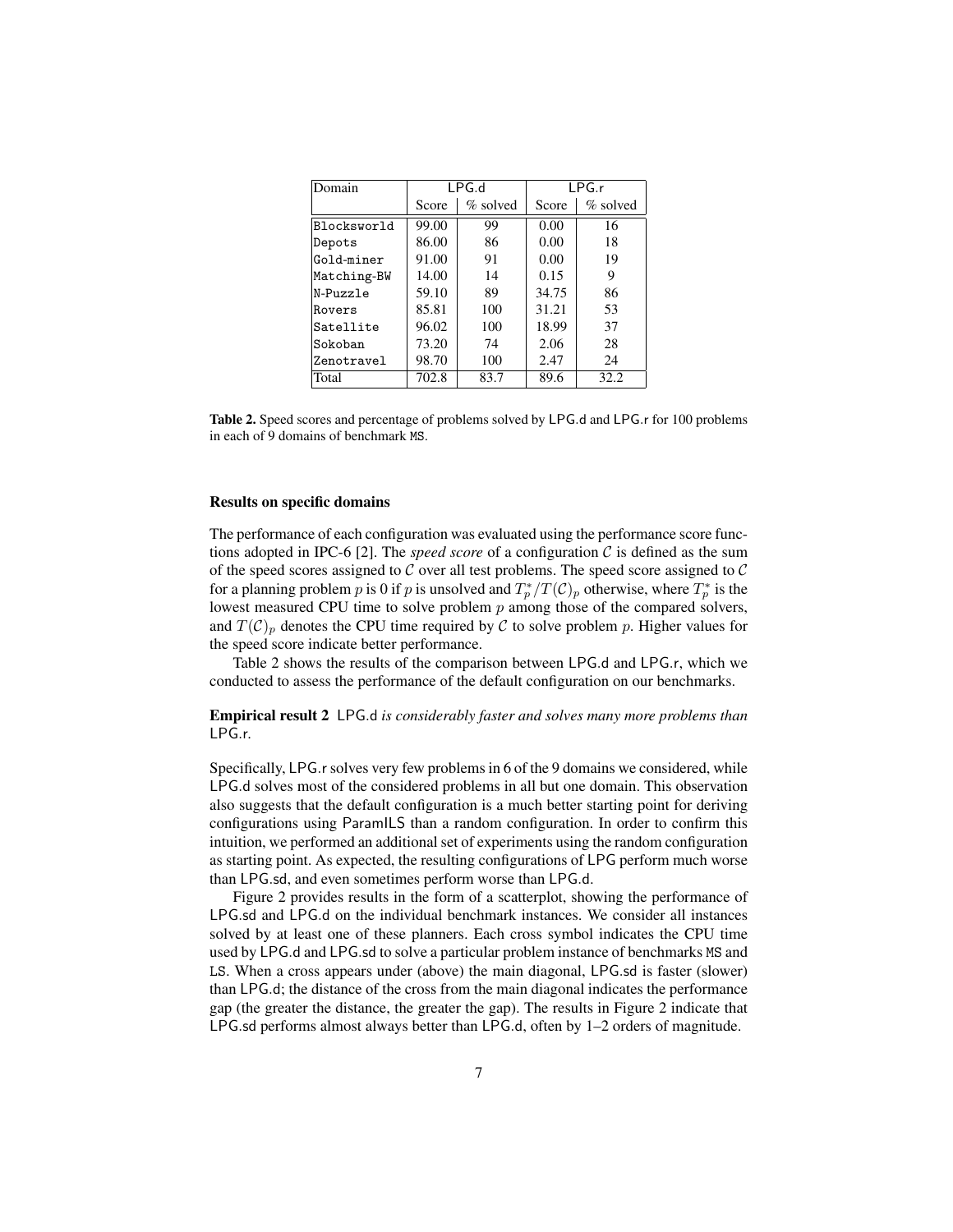| Domain | LPG.d | | LPG.r | |
|---|---|---|---|---|
| | Score | % solved | Score | % solved |
| Blocksworld | 99.00 | 99 | 0.00 | 16 |
| Depots | 86.00 | 86 | 0.00 | 18 |
| Gold-miner | 91.00 | 91 | 0.00 | 19 |
| Matching-BW | 14.00 | 14 | 0.15 | 9 |
| N-Puzzle | 59.10 | 89 | 34.75 | 86 |
| Rovers | 85.81 | 100 | 31.21 | 53 |
| Satellite | 96.02 | 100 | 18.99 | 37 |
| Sokoban | 73.20 | 74 | 2.06 | 28 |
| Zenotravel | 98.70 | 100 | 2.47 | 24 |
| Total | 702.8 | 83.7 | 89.6 | 32.2 |

**Table 2.** Speed scores and percentage of problems solved by LPG.d and LPG.r for 100 problems in each of 9 domains of benchmark MS.

### Results on specific domains

The performance of each configuration was evaluated using the performance score functions adopted in IPC-6 [2]. The *speed score* of a configuration $\mathcal{C}$ is defined as the sum of the speed scores assigned to $\mathcal{C}$ over all test problems. The speed score assigned to $\mathcal{C}$ for a planning problem $p$ is 0 if $p$ is unsolved and $T_p^*/T(\mathcal{C})_p$ otherwise, where $T_p^*$ is the lowest measured CPU time to solve problem $p$ among those of the compared solvers, and $T(\mathcal{C})_p$ denotes the CPU time required by $\mathcal{C}$ to solve problem $p$. Higher values for the speed score indicate better performance.

Table 2 shows the results of the comparison between LPG.d and LPG.r, which we conducted to assess the performance of the default configuration on our benchmarks.

**Empirical result 2** LPG.d *is considerably faster and solves many more problems than* LPG.r.

Specifically, LPG.r solves very few problems in 6 of the 9 domains we considered, while LPG.d solves most of the considered problems in all but one domain. This observation also suggests that the default configuration is a much better starting point for deriving configurations using ParamILS than a random configuration. In order to confirm this intuition, we performed an additional set of experiments using the random configuration as starting point. As expected, the resulting configurations of LPG perform much worse than LPG.sd, and even sometimes perform worse than LPG.d.

Figure 2 provides results in the form of a scatterplot, showing the performance of LPG.sd and LPG.d on the individual benchmark instances. We consider all instances solved by at least one of these planners. Each cross symbol indicates the CPU time used by LPG.d and LPG.sd to solve a particular problem instance of benchmarks MS and LS. When a cross appears under (above) the main diagonal, LPG.sd is faster (slower) than LPG.d; the distance of the cross from the main diagonal indicates the performance gap (the greater the distance, the greater the gap). The results in Figure 2 indicate that LPG.sd performs almost always better than LPG.d, often by 1–2 orders of magnitude.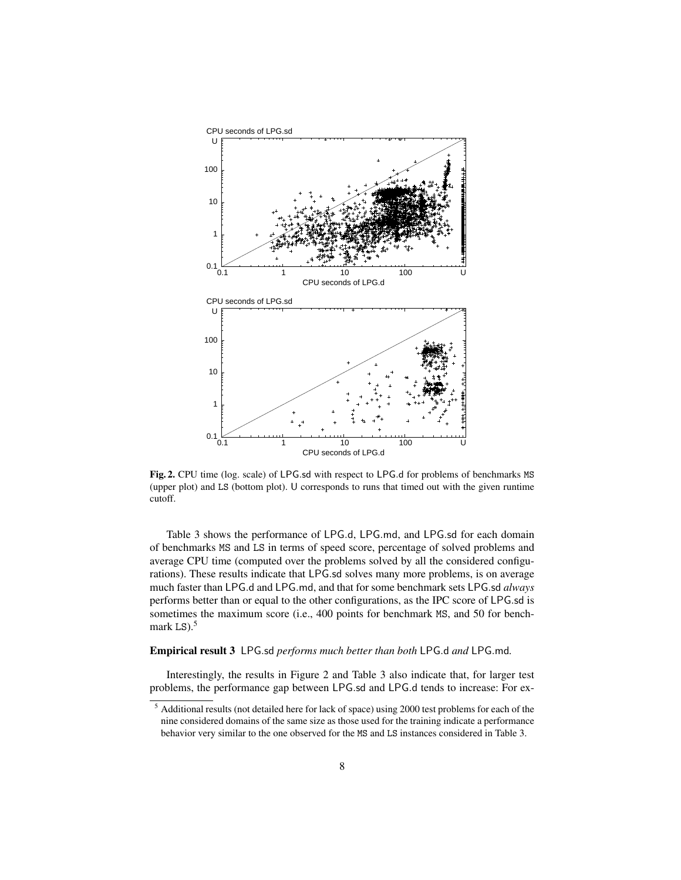**Fig. 2.** CPU time (log. scale) of LPG.sd with respect to LPG.d for problems of benchmarks MS (upper plot) and LS (bottom plot). U corresponds to runs that timed out with the given runtime cutoff.

Table 3 shows the performance of LPG.d, LPG.md, and LPG.sd for each domain of benchmarks MS and LS in terms of speed score, percentage of solved problems and average CPU time (computed over the problems solved by all the considered configurations). These results indicate that LPG.sd solves many more problems, is on average much faster than LPG.d and LPG.md, and that for some benchmark sets LPG.sd *always* performs better than or equal to the other configurations, as the IPC score of LPG.sd is sometimes the maximum score (i.e., 400 points for benchmark MS, and 50 for benchmark LS).[5]

**Empirical result 3** *LPG.sd performs much better than both LPG.d and LPG.md.*

Interestingly, the results in Figure 2 and Table 3 also indicate that, for larger test problems, the performance gap between LPG.sd and LPG.d tends to increase: For ex-

[5] Additional results (not detailed here for lack of space) using 2000 test problems for each of the nine considered domains of the same size as those used for the training indicate a performance behavior very similar to the one observed for the MS and LS instances considered in Table 3.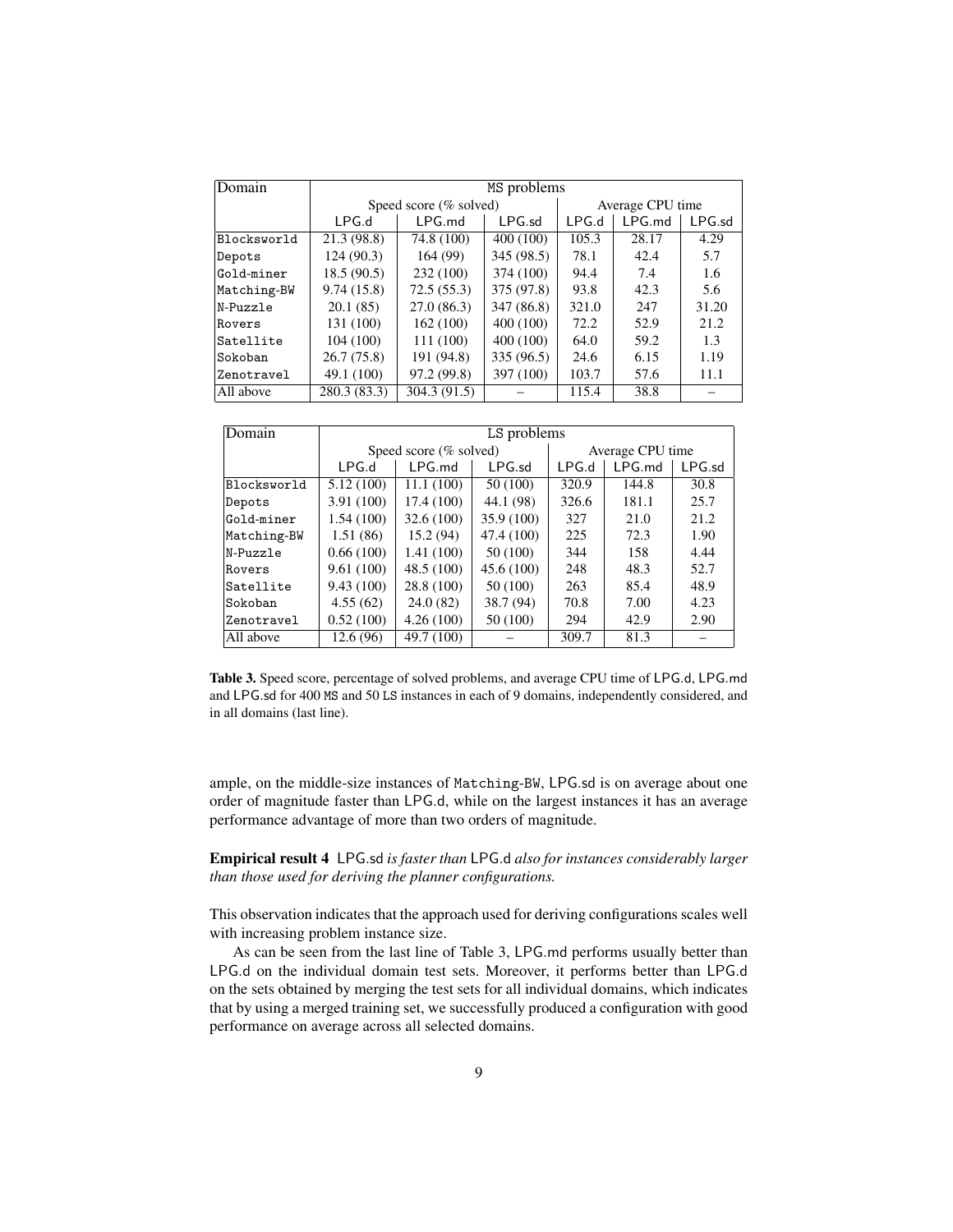| Domain | MS problems | | | | | |
|---|---|---|---|---|---|---|
| | Speed score (% solved) | | | Average CPU time | | |
| | LPG.d | LPG.md | LPG.sd | LPG.d | LPG.md | LPG.sd |
| Blocksworld | 21.3 (98.8) | 74.8 (100) | 400 (100) | 105.3 | 28.17 | 4.29 |
| Depots | 124 (90.3) | 164 (99) | 345 (98.5) | 78.1 | 42.4 | 5.7 |
| Gold-miner | 18.5 (90.5) | 232 (100) | 374 (100) | 94.4 | 7.4 | 1.6 |
| Matching-BW | 9.74 (15.8) | 72.5 (55.3) | 375 (97.8) | 93.8 | 42.3 | 5.6 |
| N-Puzzle | 20.1 (85) | 27.0 (86.3) | 347 (86.8) | 321.0 | 247 | 31.20 |
| Rovers | 131 (100) | 162 (100) | 400 (100) | 72.2 | 52.9 | 21.2 |
| Satellite | 104 (100) | 111 (100) | 400 (100) | 64.0 | 59.2 | 1.3 |
| Sokoban | 26.7 (75.8) | 191 (94.8) | 335 (96.5) | 24.6 | 6.15 | 1.19 |
| Zenotravel | 49.1 (100) | 97.2 (99.8) | 397 (100) | 103.7 | 57.6 | 11.1 |
| All above | 280.3 (83.3) | 304.3 (91.5) | – | 115.4 | 38.8 | – |

| Domain | LS problems | | | | | |
|---|---|---|---|---|---|---|
| | Speed score (% solved) | | | Average CPU time | | |
| | LPG.d | LPG.md | LPG.sd | LPG.d | LPG.md | LPG.sd |
| Blocksworld | 5.12 (100) | 11.1 (100) | 50 (100) | 320.9 | 144.8 | 30.8 |
| Depots | 3.91 (100) | 17.4 (100) | 44.1 (98) | 326.6 | 181.1 | 25.7 |
| Gold-miner | 1.54 (100) | 32.6 (100) | 35.9 (100) | 327 | 21.0 | 21.2 |
| Matching-BW | 1.51 (86) | 15.2 (94) | 47.4 (100) | 225 | 72.3 | 1.90 |
| N-Puzzle | 0.66 (100) | 1.41 (100) | 50 (100) | 344 | 158 | 4.44 |
| Rovers | 9.61 (100) | 48.5 (100) | 45.6 (100) | 248 | 48.3 | 52.7 |
| Satellite | 9.43 (100) | 28.8 (100) | 50 (100) | 263 | 85.4 | 48.9 |
| Sokoban | 4.55 (62) | 24.0 (82) | 38.7 (94) | 70.8 | 7.00 | 4.23 |
| Zenotravel | 0.52 (100) | 4.26 (100) | 50 (100) | 294 | 42.9 | 2.90 |
| All above | 12.6 (96) | 49.7 (100) | – | 309.7 | 81.3 | – |

**Table 3.** Speed score, percentage of solved problems, and average CPU time of LPG.d, LPG.md and LPG.sd for 400 MS and 50 LS instances in each of 9 domains, independently considered, and in all domains (last line).

ample, on the middle-size instances of Matching-BW, LPG.sd is on average about one order of magnitude faster than LPG.d, while on the largest instances it has an average performance advantage of more than two orders of magnitude.

**Empirical result 4** *LPG.sd is faster than LPG.d also for instances considerably larger than those used for deriving the planner configurations.*

This observation indicates that the approach used for deriving configurations scales well with increasing problem instance size.

As can be seen from the last line of Table 3, LPG.md performs usually better than LPG.d on the individual domain test sets. Moreover, it performs better than LPG.d on the sets obtained by merging the test sets for all individual domains, which indicates that by using a merged training set, we successfully produced a configuration with good performance on average across all selected domains.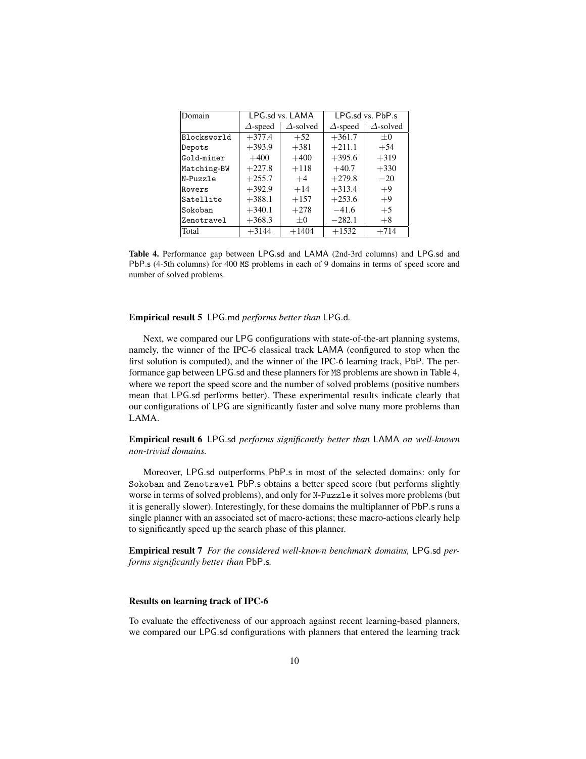| Domain | LPG.sd vs. LAMA | | LPG.sd vs. PbP.s | |
|---|---|---|---|---|
| | $\Delta$-speed | $\Delta$-solved | $\Delta$-speed | $\Delta$-solved |
| Blocksworld | +377.4 | +52 | +361.7 | $\pm 0$ |
| Depots | +393.9 | +381 | +211.1 | +54 |
| Gold-miner | +400 | +400 | +395.6 | +319 |
| Matching-BW | +227.8 | +118 | +40.7 | +330 |
| N-Puzzle | +255.7 | +4 | +279.8 | −20 |
| Rovers | +392.9 | +14 | +313.4 | +9 |
| Satellite | +388.1 | +157 | +253.6 | +9 |
| Sokoban | +340.1 | +278 | −41.6 | +5 |
| Zenotravel | +368.3 | $\pm 0$ | −282.1 | +8 |
| Total | +3144 | +1404 | +1532 | +714 |

**Table 4.** Performance gap between LPG.sd and LAMA (2nd-3rd columns) and LPG.sd and PbP.s (4-5th columns) for 400 MS problems in each of 9 domains in terms of speed score and number of solved problems.

**Empirical result 5** LPG.md *performs better than* LPG.d*.*

Next, we compared our LPG configurations with state-of-the-art planning systems, namely, the winner of the IPC-6 classical track LAMA (configured to stop when the first solution is computed), and the winner of the IPC-6 learning track, PbP. The performance gap between LPG.sd and these planners for MS problems are shown in Table 4, where we report the speed score and the number of solved problems (positive numbers mean that LPG.sd performs better). These experimental results indicate clearly that our configurations of LPG are significantly faster and solve many more problems than LAMA.

**Empirical result 6** LPG.sd *performs significantly better than* LAMA *on well-known non-trivial domains.*

Moreover, LPG.sd outperforms PbP.s in most of the selected domains: only for Sokoban and Zenotravel PbP.s obtains a better speed score (but performs slightly worse in terms of solved problems), and only for N-Puzzle it solves more problems (but it is generally slower). Interestingly, for these domains the multiplanner of PbP.s runs a single planner with an associated set of macro-actions; these macro-actions clearly help to significantly speed up the search phase of this planner.

**Empirical result 7** *For the considered well-known benchmark domains,* LPG.sd *performs significantly better than* PbP.s*.*

### Results on learning track of IPC-6

To evaluate the effectiveness of our approach against recent learning-based planners, we compared our LPG.sd configurations with planners that entered the learning track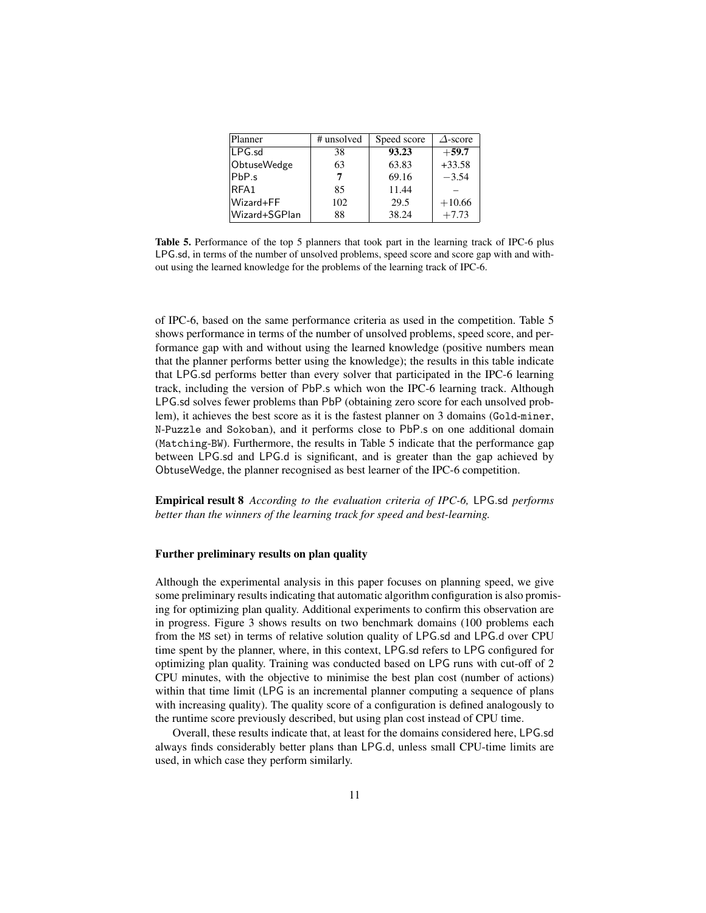| Planner | # unsolved | Speed score | $\Delta$-score |
| --- | --- | --- | --- |
| LPG.sd | 38 | **93.23** | $+$**59.7** |
| ObtuseWedge | 63 | 63.83 | +33.58 |
| PbP.s | **7** | 69.16 | $-3.54$ |
| RFA1 | 85 | 11.44 | – |
| Wizard+FF | 102 | 29.5 | $+10.66$ |
| Wizard+SGPlan | 88 | 38.24 | $+7.73$ |

**Table 5.** Performance of the top 5 planners that took part in the learning track of IPC-6 plus LPG.sd, in terms of the number of unsolved problems, speed score and score gap with and without using the learned knowledge for the problems of the learning track of IPC-6.

of IPC-6, based on the same performance criteria as used in the competition. Table 5 shows performance in terms of the number of unsolved problems, speed score, and performance gap with and without using the learned knowledge (positive numbers mean that the planner performs better using the knowledge); the results in this table indicate that LPG.sd performs better than every solver that participated in the IPC-6 learning track, including the version of PbP.s which won the IPC-6 learning track. Although LPG.sd solves fewer problems than PbP (obtaining zero score for each unsolved problem), it achieves the best score as it is the fastest planner on 3 domains (Gold-miner, N-Puzzle and Sokoban), and it performs close to PbP.s on one additional domain (Matching-BW). Furthermore, the results in Table 5 indicate that the performance gap between LPG.sd and LPG.d is significant, and is greater than the gap achieved by ObtuseWedge, the planner recognised as best learner of the IPC-6 competition.

**Empirical result 8** *According to the evaluation criteria of IPC-6,* LPG.sd *performs better than the winners of the learning track for speed and best-learning.*

### Further preliminary results on plan quality

Although the experimental analysis in this paper focuses on planning speed, we give some preliminary results indicating that automatic algorithm configuration is also promising for optimizing plan quality. Additional experiments to confirm this observation are in progress. Figure 3 shows results on two benchmark domains (100 problems each from the MS set) in terms of relative solution quality of LPG.sd and LPG.d over CPU time spent by the planner, where, in this context, LPG.sd refers to LPG configured for optimizing plan quality. Training was conducted based on LPG runs with cut-off of 2 CPU minutes, with the objective to minimise the best plan cost (number of actions) within that time limit (LPG is an incremental planner computing a sequence of plans with increasing quality). The quality score of a configuration is defined analogously to the runtime score previously described, but using plan cost instead of CPU time.

Overall, these results indicate that, at least for the domains considered here, LPG.sd always finds considerably better plans than LPG.d, unless small CPU-time limits are used, in which case they perform similarly.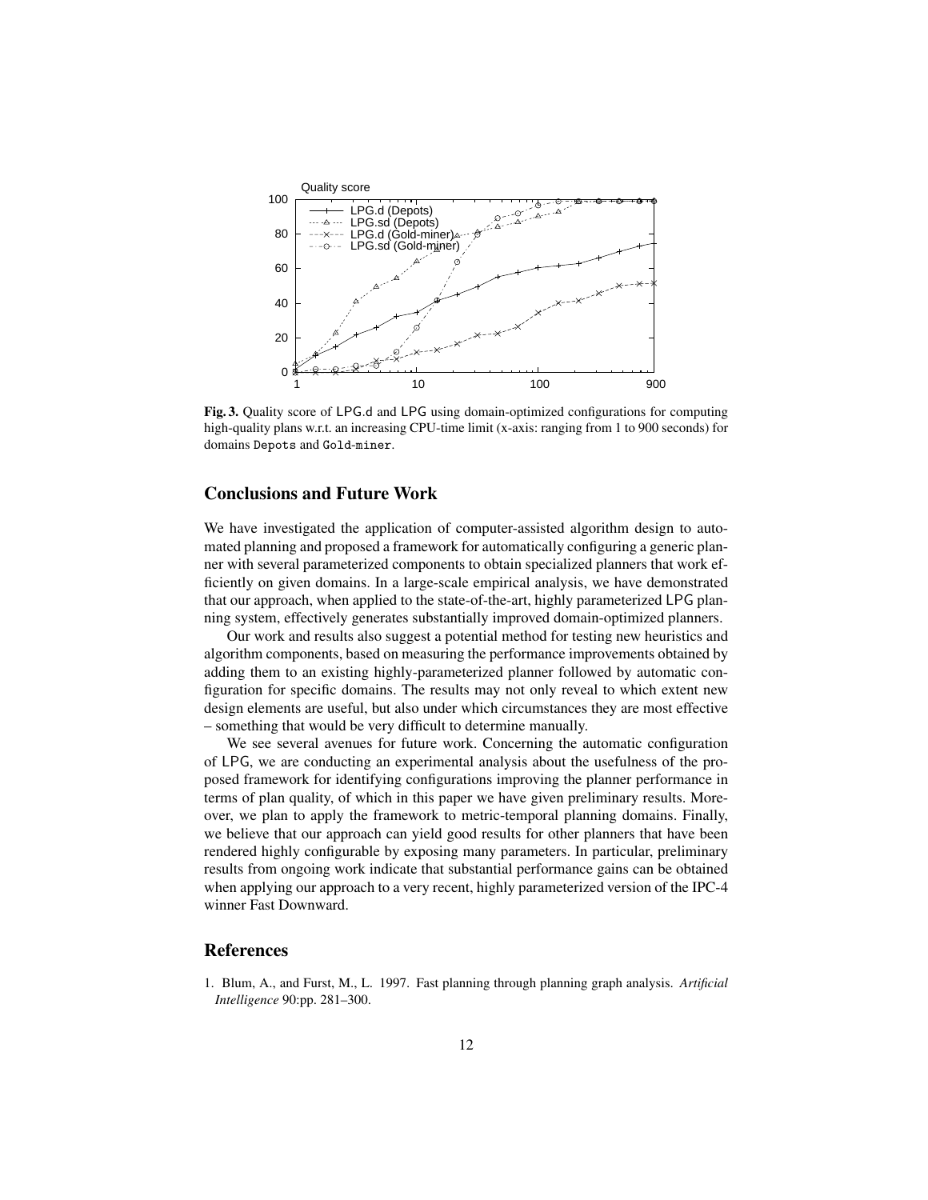**Fig. 3.** Quality score of LPG.d and LPG using domain-optimized configurations for computing high-quality plans w.r.t. an increasing CPU-time limit (x-axis: ranging from 1 to 900 seconds) for domains Depots and Gold-miner.

## Conclusions and Future Work

We have investigated the application of computer-assisted algorithm design to automated planning and proposed a framework for automatically configuring a generic planner with several parameterized components to obtain specialized planners that work efficiently on given domains. In a large-scale empirical analysis, we have demonstrated that our approach, when applied to the state-of-the-art, highly parameterized LPG planning system, effectively generates substantially improved domain-optimized planners.

Our work and results also suggest a potential method for testing new heuristics and algorithm components, based on measuring the performance improvements obtained by adding them to an existing highly-parameterized planner followed by automatic configuration for specific domains. The results may not only reveal to which extent new design elements are useful, but also under which circumstances they are most effective – something that would be very difficult to determine manually.

We see several avenues for future work. Concerning the automatic configuration of LPG, we are conducting an experimental analysis about the usefulness of the proposed framework for identifying configurations improving the planner performance in terms of plan quality, of which in this paper we have given preliminary results. Moreover, we plan to apply the framework to metric-temporal planning domains. Finally, we believe that our approach can yield good results for other planners that have been rendered highly configurable by exposing many parameters. In particular, preliminary results from ongoing work indicate that substantial performance gains can be obtained when applying our approach to a very recent, highly parameterized version of the IPC-4 winner Fast Downward.

## References

1. Blum, A., and Furst, M., L. 1997. Fast planning through planning graph analysis. *Artificial Intelligence* 90:pp. 281–300.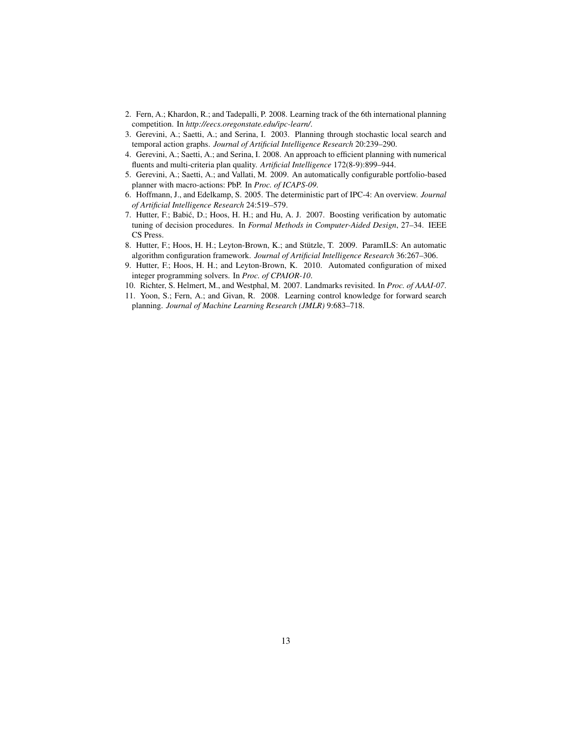2. Fern, A.; Khardon, R.; and Tadepalli, P. 2008. Learning track of the 6th international planning competition. In *http://eecs.oregonstate.edu/ipc-learn/*.
3. Gerevini, A.; Saetti, A.; and Serina, I. 2003. Planning through stochastic local search and temporal action graphs. *Journal of Artificial Intelligence Research* 20:239–290.
4. Gerevini, A.; Saetti, A.; and Serina, I. 2008. An approach to efficient planning with numerical fluents and multi-criteria plan quality. *Artificial Intelligence* 172(8-9):899–944.
5. Gerevini, A.; Saetti, A.; and Vallati, M. 2009. An automatically configurable portfolio-based planner with macro-actions: PbP. In *Proc. of ICAPS-09*.
6. Hoffmann, J., and Edelkamp, S. 2005. The deterministic part of IPC-4: An overview. *Journal of Artificial Intelligence Research* 24:519–579.
7. Hutter, F.; Babić, D.; Hoos, H. H.; and Hu, A. J. 2007. Boosting verification by automatic tuning of decision procedures. In *Formal Methods in Computer-Aided Design*, 27–34. IEEE CS Press.
8. Hutter, F.; Hoos, H. H.; Leyton-Brown, K.; and Stützle, T. 2009. ParamILS: An automatic algorithm configuration framework. *Journal of Artificial Intelligence Research* 36:267–306.
9. Hutter, F.; Hoos, H. H.; and Leyton-Brown, K. 2010. Automated configuration of mixed integer programming solvers. In *Proc. of CPAIOR-10*.
10. Richter, S. Helmert, M., and Westphal, M. 2007. Landmarks revisited. In *Proc. of AAAI-07*.
11. Yoon, S.; Fern, A.; and Givan, R. 2008. Learning control knowledge for forward search planning. *Journal of Machine Learning Research (JMLR)* 9:683–718.